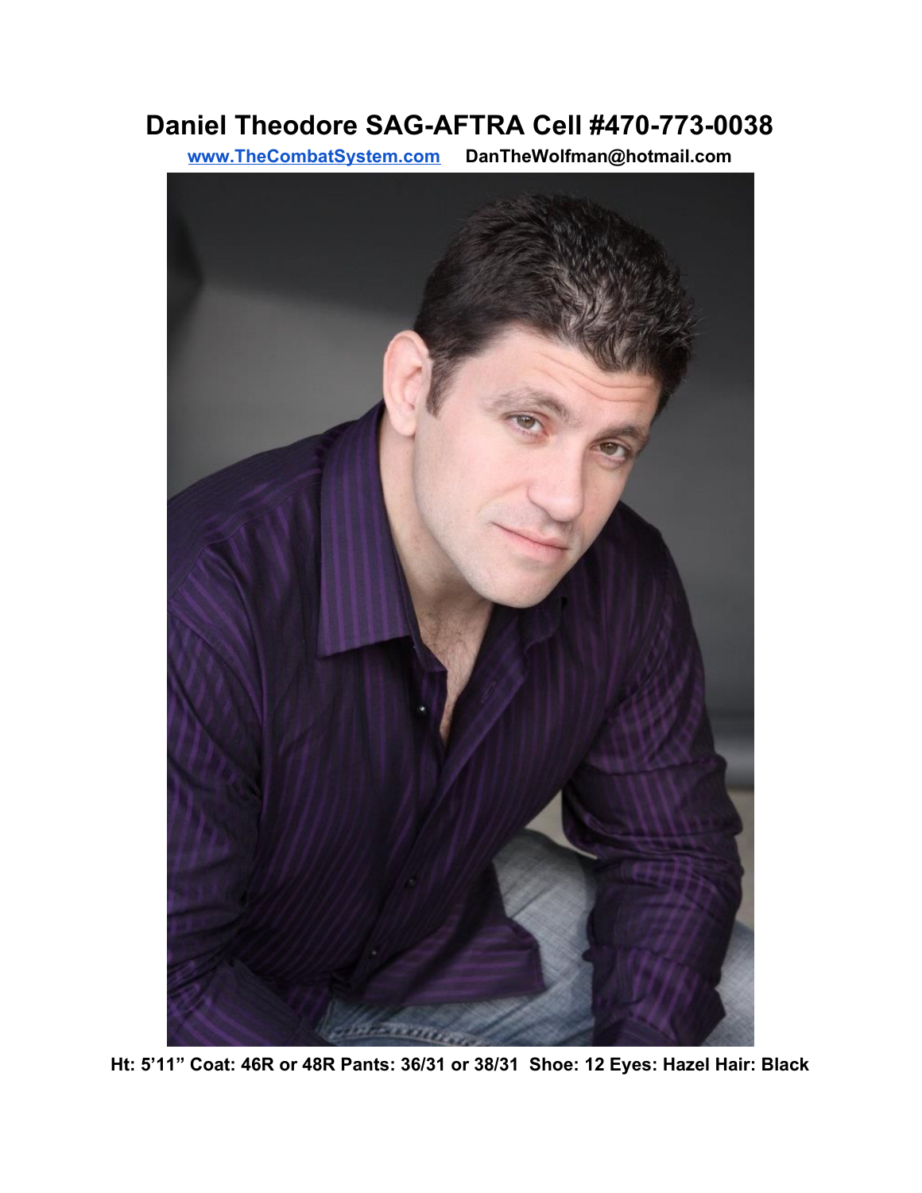# Daniel Theodore SAG-AFTRA Cell #470-773-0038

**[www.TheCombatSystem.com](http://www.TheCombatSystem.com)     DanTheWolfman@hotmail.com**

**Ht: 5'11" Coat: 46R or 48R Pants: 36/31 or 38/31  Shoe: 12 Eyes: Hazel Hair: Black**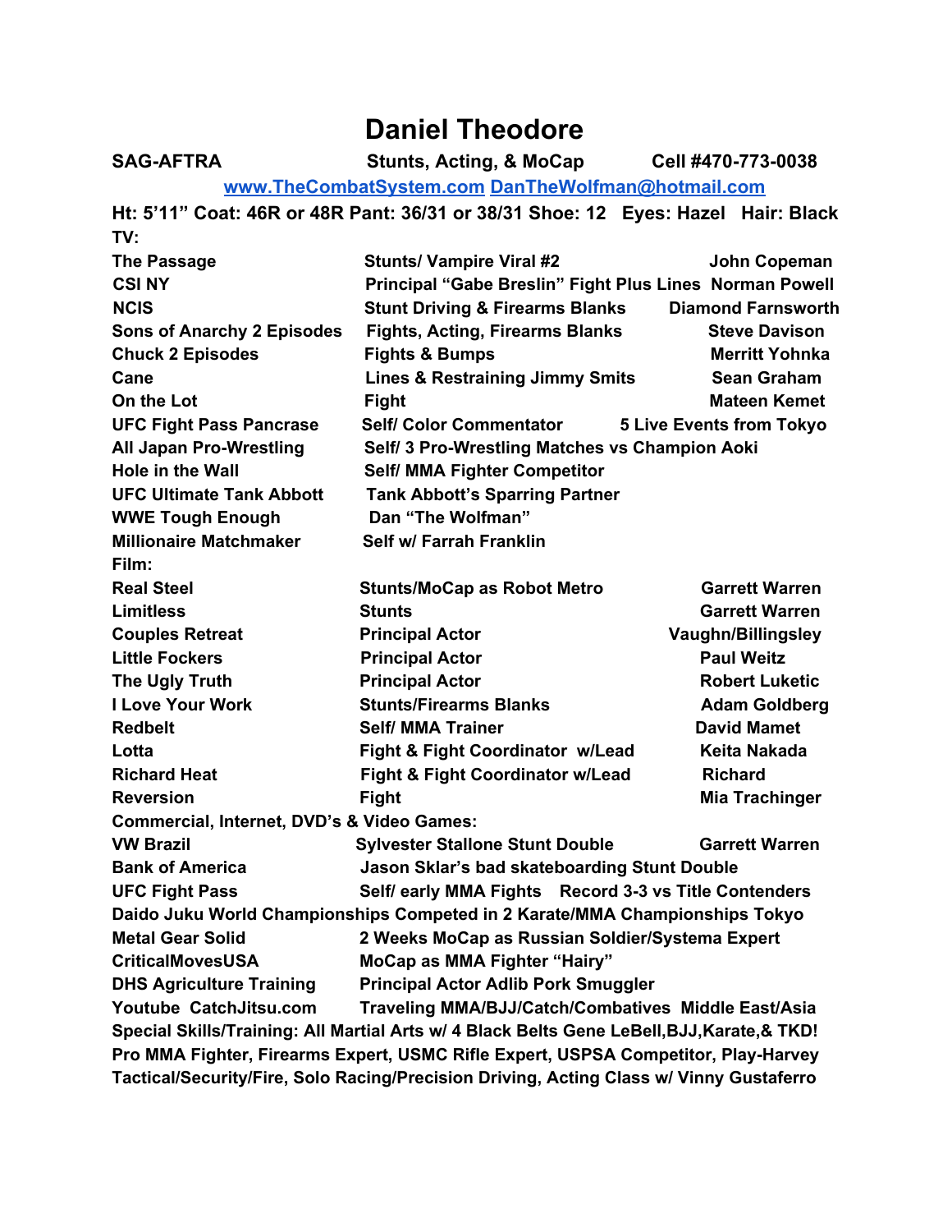# Daniel Theodore

**SAG-AFTRA** **Stunts, Acting, & MoCap** **Cell #470-773-0038**

**www.TheCombatSystem.com DanTheWolfman@hotmail.com**

**Ht: 5'11" Coat: 46R or 48R Pant: 36/31 or 38/31 Shoe: 12 Eyes: Hazel Hair: Black**

**TV:**

| | | |
|---|---|---|
| **The Passage** | **Stunts/ Vampire Viral #2** | **John Copeman** |
| **CSI NY** | **Principal "Gabe Breslin" Fight Plus Lines** | **Norman Powell** |
| **NCIS** | **Stunt Driving & Firearms Blanks** | **Diamond Farnsworth** |
| **Sons of Anarchy 2 Episodes** | **Fights, Acting, Firearms Blanks** | **Steve Davison** |
| **Chuck 2 Episodes** | **Fights & Bumps** | **Merritt Yohnka** |
| **Cane** | **Lines & Restraining Jimmy Smits** | **Sean Graham** |
| **On the Lot** | **Fight** | **Mateen Kemet** |
| **UFC Fight Pass Pancrase** | **Self/ Color Commentator** | **5 Live Events from Tokyo** |
| **All Japan Pro-Wrestling** | **Self/ 3 Pro-Wrestling Matches vs Champion Aoki** | |
| **Hole in the Wall** | **Self/ MMA Fighter Competitor** | |
| **UFC Ultimate Tank Abbott** | **Tank Abbott's Sparring Partner** | |
| **WWE Tough Enough** | **Dan "The Wolfman"** | |
| **Millionaire Matchmaker** | **Self w/ Farrah Franklin** | |

**Film:**

| | | |
|---|---|---|
| **Real Steel** | **Stunts/MoCap as Robot Metro** | **Garrett Warren** |
| **Limitless** | **Stunts** | **Garrett Warren** |
| **Couples Retreat** | **Principal Actor** | **Vaughn/Billingsley** |
| **Little Fockers** | **Principal Actor** | **Paul Weitz** |
| **The Ugly Truth** | **Principal Actor** | **Robert Luketic** |
| **I Love Your Work** | **Stunts/Firearms Blanks** | **Adam Goldberg** |
| **Redbelt** | **Self/ MMA Trainer** | **David Mamet** |
| **Lotta** | **Fight & Fight Coordinator w/Lead** | **Keita Nakada** |
| **Richard Heat** | **Fight & Fight Coordinator w/Lead** | **Richard** |
| **Reversion** | **Fight** | **Mia Trachinger** |

**Commercial, Internet, DVD's & Video Games:**

| | | |
|---|---|---|
| **VW Brazil** | **Sylvester Stallone Stunt Double** | **Garrett Warren** |
| **Bank of America** | **Jason Sklar's bad skateboarding Stunt Double** | |
| **UFC Fight Pass** | **Self/ early MMA Fights Record 3-3 vs Title Contenders** | |
| **Daido Juku World Championships** | **Competed in 2 Karate/MMA Championships Tokyo** | |
| **Metal Gear Solid** | **2 Weeks MoCap as Russian Soldier/Systema Expert** | |
| **CriticalMovesUSA** | **MoCap as MMA Fighter "Hairy"** | |
| **DHS Agriculture Training** | **Principal Actor Adlib Pork Smuggler** | |
| **Youtube CatchJitsu.com** | **Traveling MMA/BJJ/Catch/Combatives Middle East/Asia** | |

**Special Skills/Training: All Martial Arts w/ 4 Black Belts Gene LeBell,BJJ,Karate,& TKD! Pro MMA Fighter, Firearms Expert, USMC Rifle Expert, USPSA Competitor, Play-Harvey Tactical/Security/Fire, Solo Racing/Precision Driving, Acting Class w/ Vinny Gustaferro**